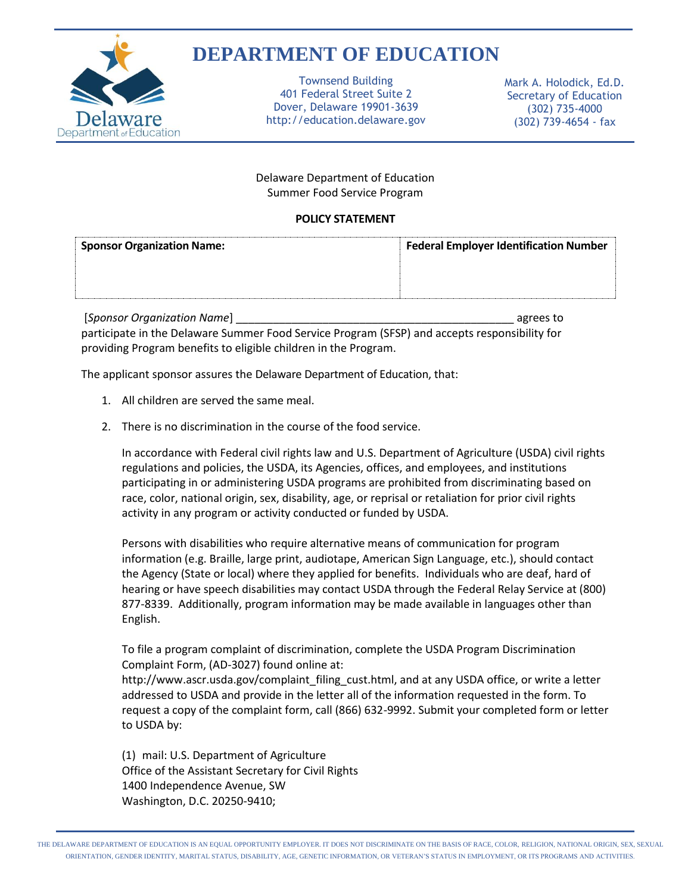# DEPARTMENT OF EDUCATION

Townsend Building
401 Federal Street Suite 2
Dover, Delaware 19901-3639
http://education.delaware.gov

Mark A. Holodick, Ed.D.
Secretary of Education
(302) 735-4000
(302) 739-4654 - fax

Delaware Department of Education
Summer Food Service Program

**POLICY STATEMENT**

| **Sponsor Organization Name:** | **Federal Employer Identification Number** |
|---|---|
| | |

[*Sponsor Organization Name*] _____________________________________________ agrees to participate in the Delaware Summer Food Service Program (SFSP) and accepts responsibility for providing Program benefits to eligible children in the Program.

The applicant sponsor assures the Delaware Department of Education, that:

1. All children are served the same meal.

2. There is no discrimination in the course of the food service.

   In accordance with Federal civil rights law and U.S. Department of Agriculture (USDA) civil rights regulations and policies, the USDA, its Agencies, offices, and employees, and institutions participating in or administering USDA programs are prohibited from discriminating based on race, color, national origin, sex, disability, age, or reprisal or retaliation for prior civil rights activity in any program or activity conducted or funded by USDA.

   Persons with disabilities who require alternative means of communication for program information (e.g. Braille, large print, audiotape, American Sign Language, etc.), should contact the Agency (State or local) where they applied for benefits. Individuals who are deaf, hard of hearing or have speech disabilities may contact USDA through the Federal Relay Service at (800) 877-8339. Additionally, program information may be made available in languages other than English.

   To file a program complaint of discrimination, complete the USDA Program Discrimination Complaint Form, (AD-3027) found online at: http://www.ascr.usda.gov/complaint_filing_cust.html, and at any USDA office, or write a letter addressed to USDA and provide in the letter all of the information requested in the form. To request a copy of the complaint form, call (866) 632-9992. Submit your completed form or letter to USDA by:

   (1) mail: U.S. Department of Agriculture
   Office of the Assistant Secretary for Civil Rights
   1400 Independence Avenue, SW
   Washington, D.C. 20250-9410;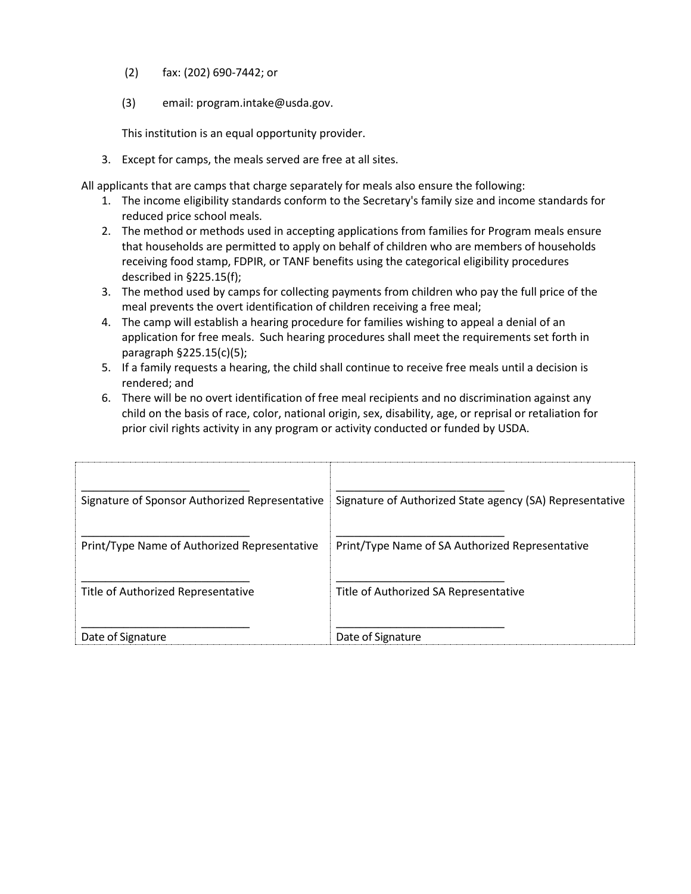(2) fax: (202) 690-7442; or

(3) email: program.intake@usda.gov.

This institution is an equal opportunity provider.

3. Except for camps, the meals served are free at all sites.

All applicants that are camps that charge separately for meals also ensure the following:

1. The income eligibility standards conform to the Secretary's family size and income standards for reduced price school meals.
2. The method or methods used in accepting applications from families for Program meals ensure that households are permitted to apply on behalf of children who are members of households receiving food stamp, FDPIR, or TANF benefits using the categorical eligibility procedures described in §225.15(f);
3. The method used by camps for collecting payments from children who pay the full price of the meal prevents the overt identification of children receiving a free meal;
4. The camp will establish a hearing procedure for families wishing to appeal a denial of an application for free meals. Such hearing procedures shall meet the requirements set forth in paragraph §225.15(c)(5);
5. If a family requests a hearing, the child shall continue to receive free meals until a decision is rendered; and
6. There will be no overt identification of free meal recipients and no discrimination against any child on the basis of race, color, national origin, sex, disability, age, or reprisal or retaliation for prior civil rights activity in any program or activity conducted or funded by USDA.

| | |
|---|---|
| ___________________________ Signature of Sponsor Authorized Representative | ___________________________ Signature of Authorized State agency (SA) Representative |
| ___________________________ Print/Type Name of Authorized Representative | ___________________________ Print/Type Name of SA Authorized Representative |
| ___________________________ Title of Authorized Representative | ___________________________ Title of Authorized SA Representative |
| ___________________________ Date of Signature | ___________________________ Date of Signature |